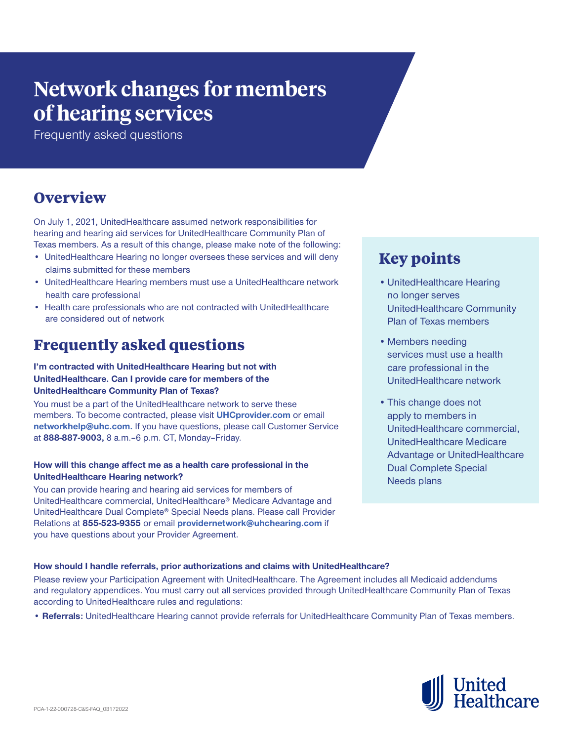# Network changes for members of hearing services

Frequently asked questions

## Overview

On July 1, 2021, UnitedHealthcare assumed network responsibilities for hearing and hearing aid services for UnitedHealthcare Community Plan of Texas members. As a result of this change, please make note of the following:

- UnitedHealthcare Hearing no longer oversees these services and will deny claims submitted for these members
- UnitedHealthcare Hearing members must use a UnitedHealthcare network health care professional
- Health care professionals who are not contracted with UnitedHealthcare are considered out of network

## Key points

- UnitedHealthcare Hearing no longer serves UnitedHealthcare Community Plan of Texas members
- Members needing services must use a health care professional in the UnitedHealthcare network
- This change does not apply to members in UnitedHealthcare commercial, UnitedHealthcare Medicare Advantage or UnitedHealthcare Dual Complete Special Needs plans

## Frequently asked questions

**I'm contracted with UnitedHealthcare Hearing but not with UnitedHealthcare. Can I provide care for members of the UnitedHealthcare Community Plan of Texas?**

You must be a part of the UnitedHealthcare network to serve these members. To become contracted, please visit **UHCprovider.com** or email **networkhelp@uhc.com.** If you have questions, please call Customer Service at **888-887-9003,** 8 a.m.–6 p.m. CT, Monday–Friday.

**How will this change affect me as a health care professional in the UnitedHealthcare Hearing network?**

You can provide hearing and hearing aid services for members of UnitedHealthcare commercial, UnitedHealthcare® Medicare Advantage and UnitedHealthcare Dual Complete® Special Needs plans. Please call Provider Relations at **855-523-9355** or email **providernetwork@uhchearing.com** if you have questions about your Provider Agreement.

**How should I handle referrals, prior authorizations and claims with UnitedHealthcare?**

Please review your Participation Agreement with UnitedHealthcare. The Agreement includes all Medicaid addendums and regulatory appendices. You must carry out all services provided through UnitedHealthcare Community Plan of Texas according to UnitedHealthcare rules and regulations:

- **Referrals:** UnitedHealthcare Hearing cannot provide referrals for UnitedHealthcare Community Plan of Texas members.

PCA-1-22-000728-C&S-FAQ_03172022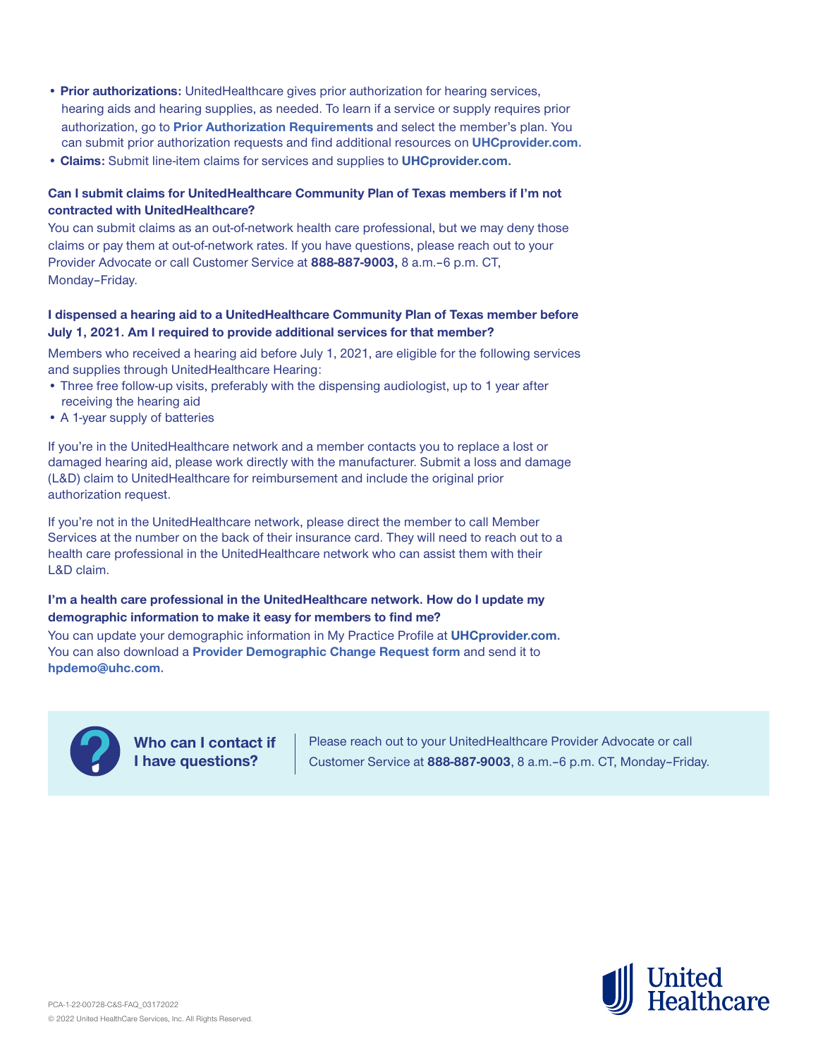- **Prior authorizations:** UnitedHealthcare gives prior authorization for hearing services, hearing aids and hearing supplies, as needed. To learn if a service or supply requires prior authorization, go to **Prior Authorization Requirements** and select the member's plan. You can submit prior authorization requests and find additional resources on **UHCprovider.com.**
- **Claims:** Submit line-item claims for services and supplies to **UHCprovider.com.**

**Can I submit claims for UnitedHealthcare Community Plan of Texas members if I'm not contracted with UnitedHealthcare?**

You can submit claims as an out-of-network health care professional, but we may deny those claims or pay them at out-of-network rates. If you have questions, please reach out to your Provider Advocate or call Customer Service at **888-887-9003,** 8 a.m.–6 p.m. CT, Monday–Friday.

**I dispensed a hearing aid to a UnitedHealthcare Community Plan of Texas member before July 1, 2021. Am I required to provide additional services for that member?**

Members who received a hearing aid before July 1, 2021, are eligible for the following services and supplies through UnitedHealthcare Hearing:

- Three free follow-up visits, preferably with the dispensing audiologist, up to 1 year after receiving the hearing aid
- A 1-year supply of batteries

If you're in the UnitedHealthcare network and a member contacts you to replace a lost or damaged hearing aid, please work directly with the manufacturer. Submit a loss and damage (L&D) claim to UnitedHealthcare for reimbursement and include the original prior authorization request.

If you're not in the UnitedHealthcare network, please direct the member to call Member Services at the number on the back of their insurance card. They will need to reach out to a health care professional in the UnitedHealthcare network who can assist them with their L&D claim.

**I'm a health care professional in the UnitedHealthcare network. How do I update my demographic information to make it easy for members to find me?**

You can update your demographic information in My Practice Profile at **UHCprovider.com.** You can also download a **Provider Demographic Change Request form** and send it to **hpdemo@uhc.com.**

**Who can I contact if I have questions?**

Please reach out to your UnitedHealthcare Provider Advocate or call Customer Service at **888-887-9003**, 8 a.m.–6 p.m. CT, Monday–Friday.

PCA-1-22-00728-C&S-FAQ_03172022

© 2022 United HealthCare Services, Inc. All Rights Reserved.